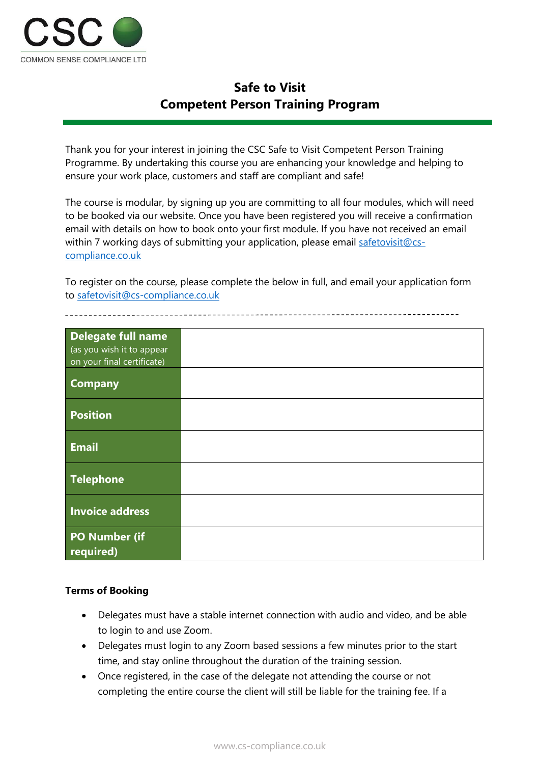CSC

COMMON SENSE COMPLIANCE LTD

# Safe to Visit
# Competent Person Training Program

Thank you for your interest in joining the CSC Safe to Visit Competent Person Training Programme. By undertaking this course you are enhancing your knowledge and helping to ensure your work place, customers and staff are compliant and safe!

The course is modular, by signing up you are committing to all four modules, which will need to be booked via our website. Once you have been registered you will receive a confirmation email with details on how to book onto your first module. If you have not received an email within 7 working days of submitting your application, please email safetovisit@cs-compliance.co.uk

To register on the course, please complete the below in full, and email your application form to safetovisit@cs-compliance.co.uk

| | |
|---|---|
| **Delegate full name** (as you wish it to appear on your final certificate) | |
| **Company** | |
| **Position** | |
| **Email** | |
| **Telephone** | |
| **Invoice address** | |
| **PO Number (if required)** | |

**Terms of Booking**

- Delegates must have a stable internet connection with audio and video, and be able to login to and use Zoom.
- Delegates must login to any Zoom based sessions a few minutes prior to the start time, and stay online throughout the duration of the training session.
- Once registered, in the case of the delegate not attending the course or not completing the entire course the client will still be liable for the training fee. If a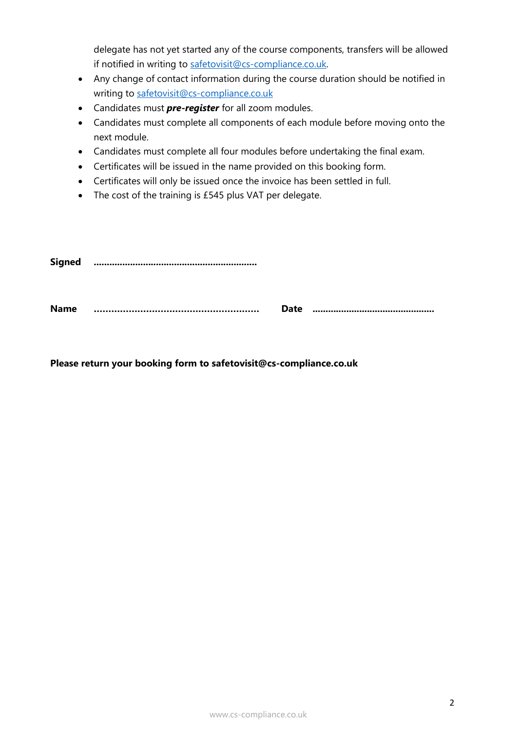delegate has not yet started any of the course components, transfers will be allowed if notified in writing to safetovisit@cs-compliance.co.uk.

- Any change of contact information during the course duration should be notified in writing to safetovisit@cs-compliance.co.uk
- Candidates must ***pre-register*** for all zoom modules.
- Candidates must complete all components of each module before moving onto the next module.
- Candidates must complete all four modules before undertaking the final exam.
- Certificates will be issued in the name provided on this booking form.
- Certificates will only be issued once the invoice has been settled in full.
- The cost of the training is £545 plus VAT per delegate.

**Signed** ..............................................................

**Name** ....................................................... **Date** ...............................................

**Please return your booking form to safetovisit@cs-compliance.co.uk**